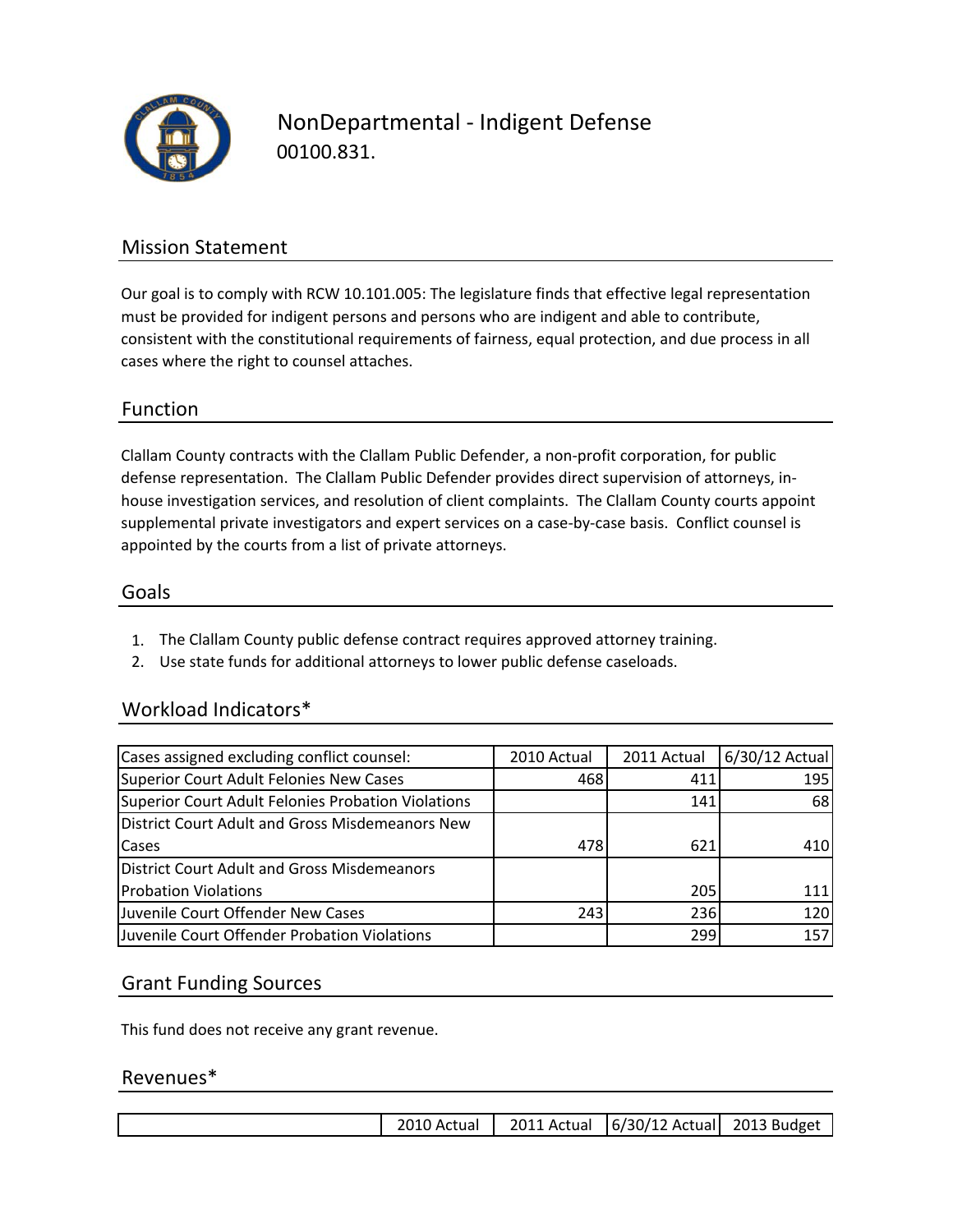# NonDepartmental - Indigent Defense

00100.831.

## Mission Statement

Our goal is to comply with RCW 10.101.005: The legislature finds that effective legal representation must be provided for indigent persons and persons who are indigent and able to contribute, consistent with the constitutional requirements of fairness, equal protection, and due process in all cases where the right to counsel attaches.

## Function

Clallam County contracts with the Clallam Public Defender, a non-profit corporation, for public defense representation. The Clallam Public Defender provides direct supervision of attorneys, in-house investigation services, and resolution of client complaints. The Clallam County courts appoint supplemental private investigators and expert services on a case-by-case basis. Conflict counsel is appointed by the courts from a list of private attorneys.

## Goals

1. The Clallam County public defense contract requires approved attorney training.
2. Use state funds for additional attorneys to lower public defense caseloads.

## Workload Indicators*

| Cases assigned excluding conflict counsel: | 2010 Actual | 2011 Actual | 6/30/12 Actual |
|---|---|---|---|
| Superior Court Adult Felonies New Cases | 468 | 411 | 195 |
| Superior Court Adult Felonies Probation Violations | | 141 | 68 |
| District Court Adult and Gross Misdemeanors New Cases | 478 | 621 | 410 |
| District Court Adult and Gross Misdemeanors Probation Violations | | 205 | 111 |
| Juvenile Court Offender New Cases | 243 | 236 | 120 |
| Juvenile Court Offender Probation Violations | | 299 | 157 |

## Grant Funding Sources

This fund does not receive any grant revenue.

## Revenues*

| | 2010 Actual | 2011 Actual | 6/30/12 Actual | 2013 Budget |
|---|---|---|---|---|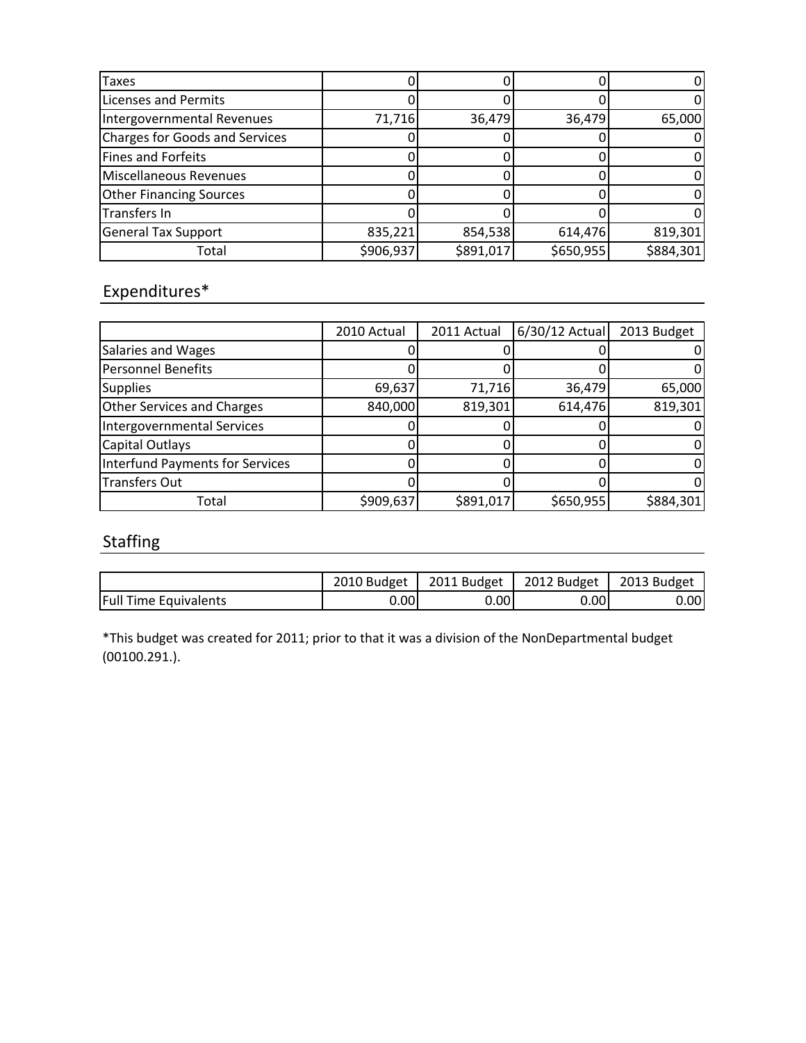| | | | | |
|---|---|---|---|---|
| Taxes | 0 | 0 | 0 | 0 |
| Licenses and Permits | 0 | 0 | 0 | 0 |
| Intergovernmental Revenues | 71,716 | 36,479 | 36,479 | 65,000 |
| Charges for Goods and Services | 0 | 0 | 0 | 0 |
| Fines and Forfeits | 0 | 0 | 0 | 0 |
| Miscellaneous Revenues | 0 | 0 | 0 | 0 |
| Other Financing Sources | 0 | 0 | 0 | 0 |
| Transfers In | 0 | 0 | 0 | 0 |
| General Tax Support | 835,221 | 854,538 | 614,476 | 819,301 |
| Total | $906,937 | $891,017 | $650,955 | $884,301 |

## Expenditures*

| | 2010 Actual | 2011 Actual | 6/30/12 Actual | 2013 Budget |
|---|---|---|---|---|
| Salaries and Wages | 0 | 0 | 0 | 0 |
| Personnel Benefits | 0 | 0 | 0 | 0 |
| Supplies | 69,637 | 71,716 | 36,479 | 65,000 |
| Other Services and Charges | 840,000 | 819,301 | 614,476 | 819,301 |
| Intergovernmental Services | 0 | 0 | 0 | 0 |
| Capital Outlays | 0 | 0 | 0 | 0 |
| Interfund Payments for Services | 0 | 0 | 0 | 0 |
| Transfers Out | 0 | 0 | 0 | 0 |
| Total | $909,637 | $891,017 | $650,955 | $884,301 |

## Staffing

| | 2010 Budget | 2011 Budget | 2012 Budget | 2013 Budget |
|---|---|---|---|---|
| Full Time Equivalents | 0.00 | 0.00 | 0.00 | 0.00 |

*This budget was created for 2011; prior to that it was a division of the NonDepartmental budget (00100.291.).